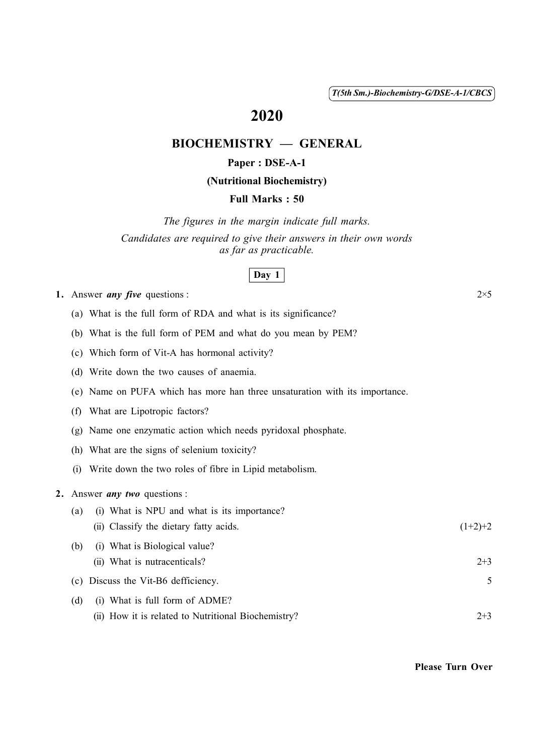T(5th Sm.)-Biochemistry-G/DSE-A-1/CBCS

# 2020

## BIOCHEMISTRY — GENERAL

### Paper : DSE-A-1

### (Nutritional Biochemistry)

### Full Marks : 50

*The figures in the margin indicate full marks.*

*Candidates are required to give their answers in their own words as far as practicable.*

**Day 1**

**1.** Answer ***any five*** questions : 2×5

(a) What is the full form of RDA and what is its significance?

(b) What is the full form of PEM and what do you mean by PEM?

(c) Which form of Vit-A has hormonal activity?

(d) Write down the two causes of anaemia.

(e) Name on PUFA which has more han three unsaturation with its importance.

(f) What are Lipotropic factors?

(g) Name one enzymatic action which needs pyridoxal phosphate.

(h) What are the signs of selenium toxicity?

(i) Write down the two roles of fibre in Lipid metabolism.

**2.** Answer ***any two*** questions :

(a) (i) What is NPU and what is its importance?

(ii) Classify the dietary fatty acids. (1+2)+2

(b) (i) What is Biological value?

(ii) What is nutracenticals? 2+3

(c) Discuss the Vit-B6 defficiency. 5

(d) (i) What is full form of ADME?

(ii) How it is related to Nutritional Biochemistry? 2+3

**Please Turn Over**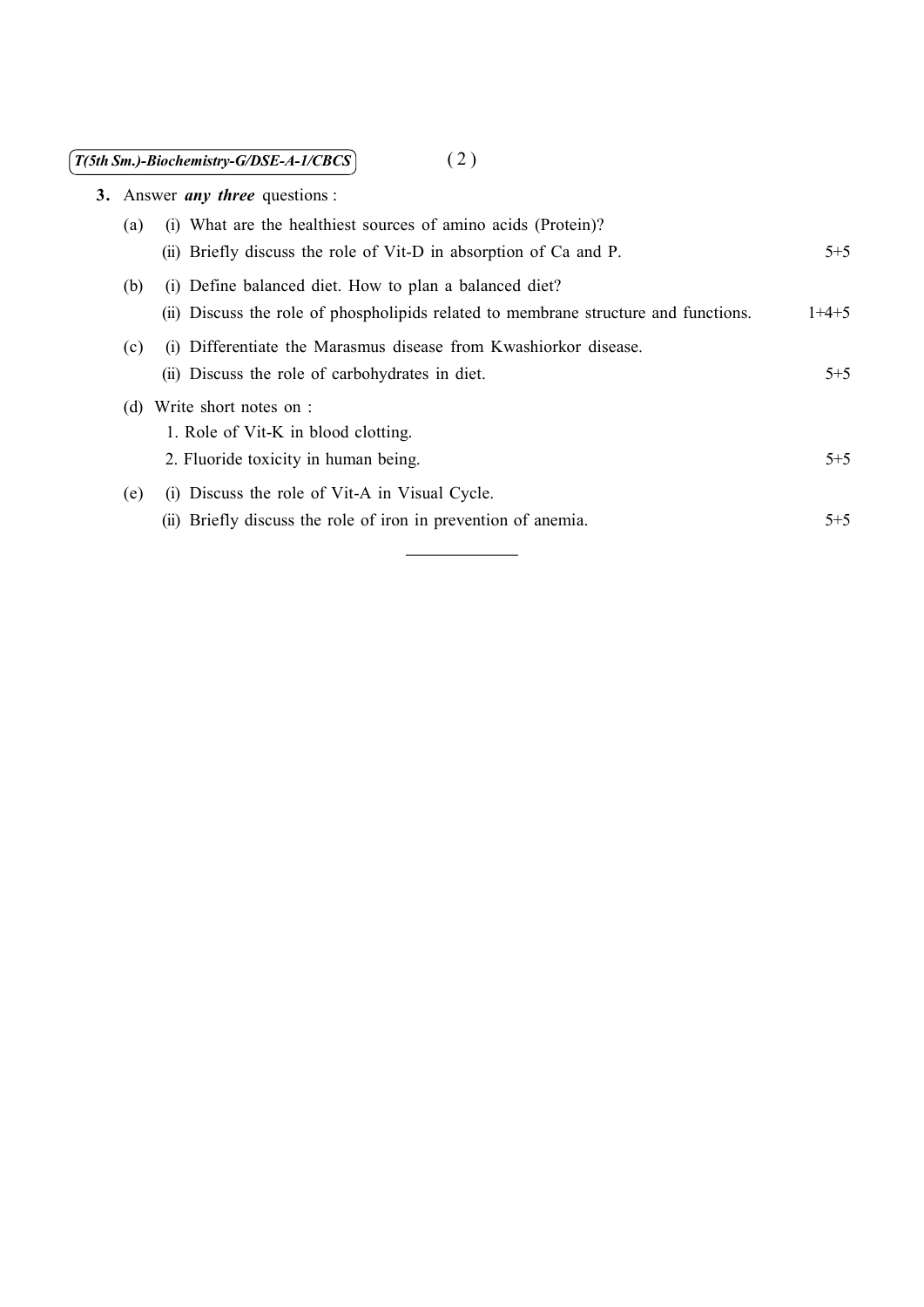3. Answer ***any three*** questions :

(a) (i) What are the healthiest sources of amino acids (Protein)?

(ii) Briefly discuss the role of Vit-D in absorption of Ca and P. 5+5

(b) (i) Define balanced diet. How to plan a balanced diet?

(ii) Discuss the role of phospholipids related to membrane structure and functions. 1+4+5

(c) (i) Differentiate the Marasmus disease from Kwashiorkor disease.

(ii) Discuss the role of carbohydrates in diet. 5+5

(d) Write short notes on :

1. Role of Vit-K in blood clotting.
2. Fluoride toxicity in human being. 5+5

(e) (i) Discuss the role of Vit-A in Visual Cycle.

(ii) Briefly discuss the role of iron in prevention of anemia. 5+5